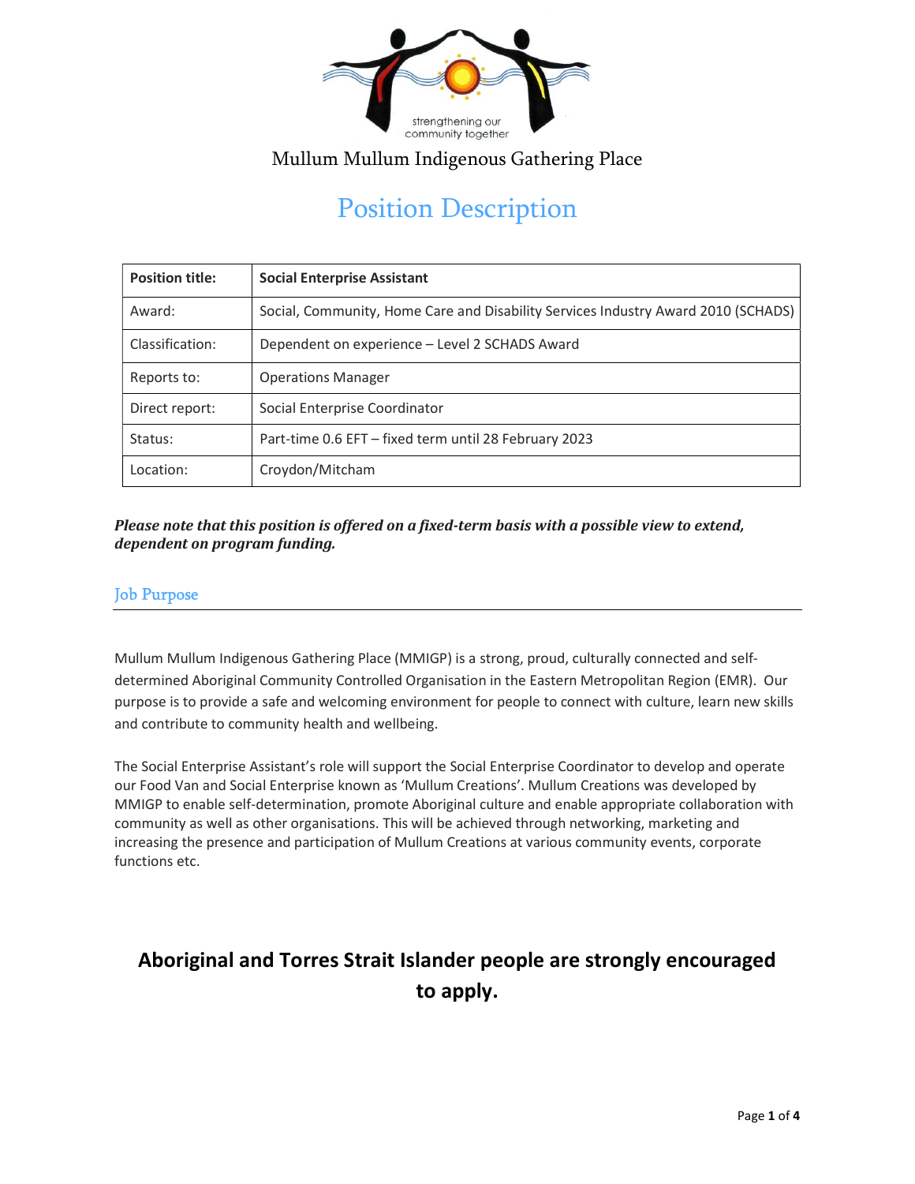strengthening our community together

Mullum Mullum Indigenous Gathering Place

# Position Description

| **Position title:** | **Social Enterprise Assistant** |
|---|---|
| Award: | Social, Community, Home Care and Disability Services Industry Award 2010 (SCHADS) |
| Classification: | Dependent on experience – Level 2 SCHADS Award |
| Reports to: | Operations Manager |
| Direct report: | Social Enterprise Coordinator |
| Status: | Part-time 0.6 EFT – fixed term until 28 February 2023 |
| Location: | Croydon/Mitcham |

***Please note that this position is offered on a fixed-term basis with a possible view to extend, dependent on program funding.***

## Job Purpose

Mullum Mullum Indigenous Gathering Place (MMIGP) is a strong, proud, culturally connected and self-determined Aboriginal Community Controlled Organisation in the Eastern Metropolitan Region (EMR). Our purpose is to provide a safe and welcoming environment for people to connect with culture, learn new skills and contribute to community health and wellbeing.

The Social Enterprise Assistant's role will support the Social Enterprise Coordinator to develop and operate our Food Van and Social Enterprise known as 'Mullum Creations'. Mullum Creations was developed by MMIGP to enable self-determination, promote Aboriginal culture and enable appropriate collaboration with community as well as other organisations. This will be achieved through networking, marketing and increasing the presence and participation of Mullum Creations at various community events, corporate functions etc.

**Aboriginal and Torres Strait Islander people are strongly encouraged to apply.**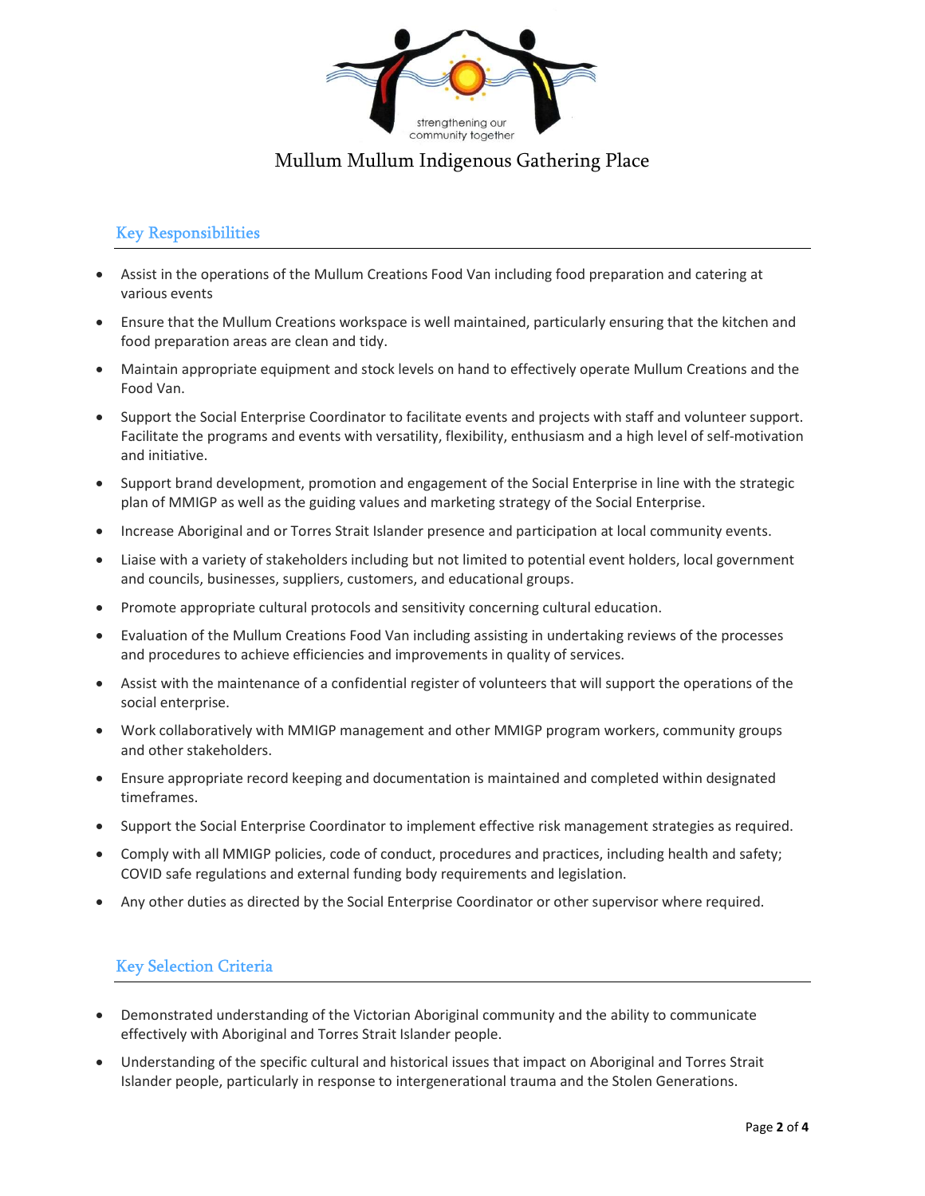Mullum Mullum Indigenous Gathering Place

## Key Responsibilities

- Assist in the operations of the Mullum Creations Food Van including food preparation and catering at various events
- Ensure that the Mullum Creations workspace is well maintained, particularly ensuring that the kitchen and food preparation areas are clean and tidy.
- Maintain appropriate equipment and stock levels on hand to effectively operate Mullum Creations and the Food Van.
- Support the Social Enterprise Coordinator to facilitate events and projects with staff and volunteer support. Facilitate the programs and events with versatility, flexibility, enthusiasm and a high level of self-motivation and initiative.
- Support brand development, promotion and engagement of the Social Enterprise in line with the strategic plan of MMIGP as well as the guiding values and marketing strategy of the Social Enterprise.
- Increase Aboriginal and or Torres Strait Islander presence and participation at local community events.
- Liaise with a variety of stakeholders including but not limited to potential event holders, local government and councils, businesses, suppliers, customers, and educational groups.
- Promote appropriate cultural protocols and sensitivity concerning cultural education.
- Evaluation of the Mullum Creations Food Van including assisting in undertaking reviews of the processes and procedures to achieve efficiencies and improvements in quality of services.
- Assist with the maintenance of a confidential register of volunteers that will support the operations of the social enterprise.
- Work collaboratively with MMIGP management and other MMIGP program workers, community groups and other stakeholders.
- Ensure appropriate record keeping and documentation is maintained and completed within designated timeframes.
- Support the Social Enterprise Coordinator to implement effective risk management strategies as required.
- Comply with all MMIGP policies, code of conduct, procedures and practices, including health and safety; COVID safe regulations and external funding body requirements and legislation.
- Any other duties as directed by the Social Enterprise Coordinator or other supervisor where required.

## Key Selection Criteria

- Demonstrated understanding of the Victorian Aboriginal community and the ability to communicate effectively with Aboriginal and Torres Strait Islander people.
- Understanding of the specific cultural and historical issues that impact on Aboriginal and Torres Strait Islander people, particularly in response to intergenerational trauma and the Stolen Generations.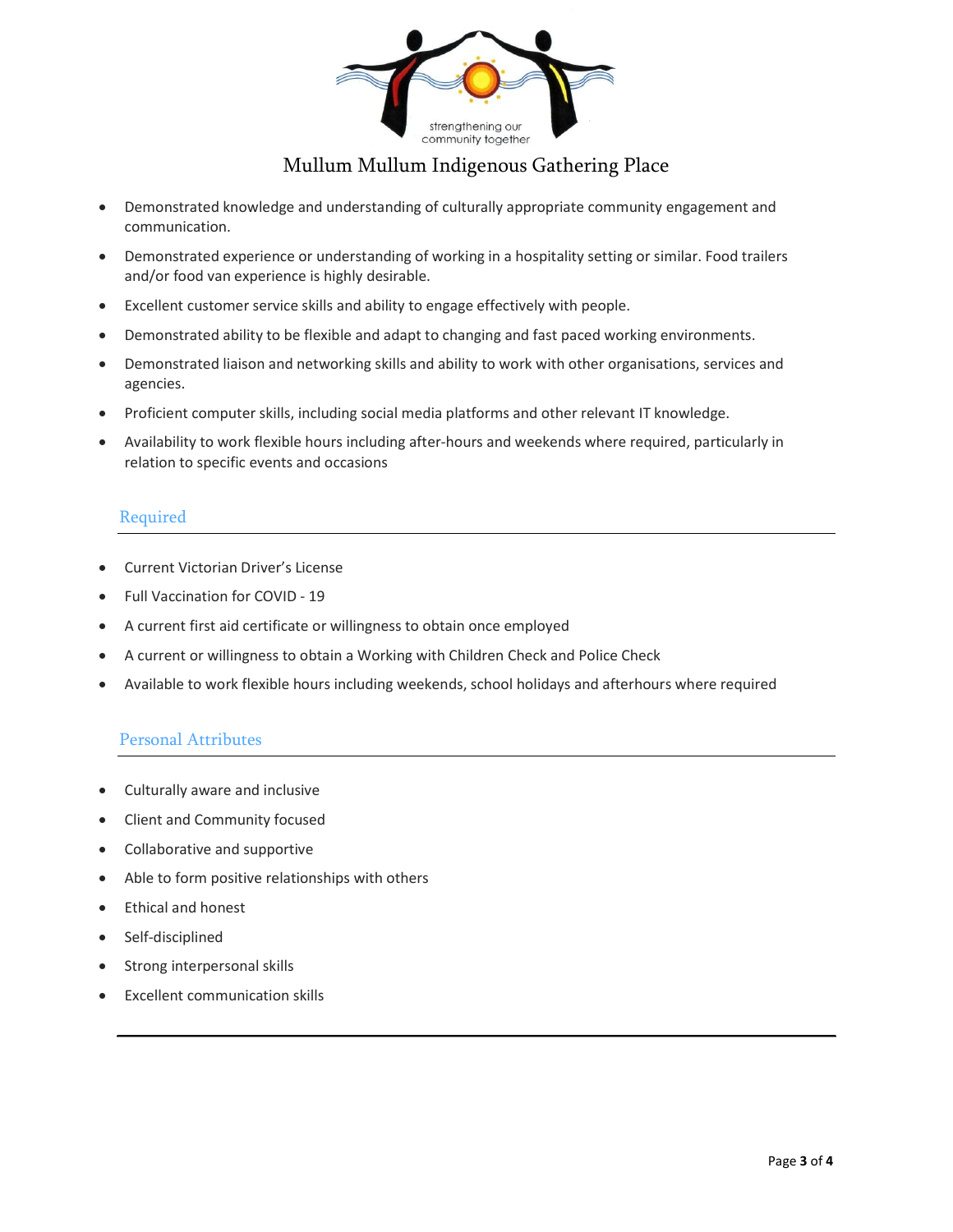- Demonstrated knowledge and understanding of culturally appropriate community engagement and communication.
- Demonstrated experience or understanding of working in a hospitality setting or similar. Food trailers and/or food van experience is highly desirable.
- Excellent customer service skills and ability to engage effectively with people.
- Demonstrated ability to be flexible and adapt to changing and fast paced working environments.
- Demonstrated liaison and networking skills and ability to work with other organisations, services and agencies.
- Proficient computer skills, including social media platforms and other relevant IT knowledge.
- Availability to work flexible hours including after-hours and weekends where required, particularly in relation to specific events and occasions

## Required

- Current Victorian Driver's License
- Full Vaccination for COVID - 19
- A current first aid certificate or willingness to obtain once employed
- A current or willingness to obtain a Working with Children Check and Police Check
- Available to work flexible hours including weekends, school holidays and afterhours where required

## Personal Attributes

- Culturally aware and inclusive
- Client and Community focused
- Collaborative and supportive
- Able to form positive relationships with others
- Ethical and honest
- Self-disciplined
- Strong interpersonal skills
- Excellent communication skills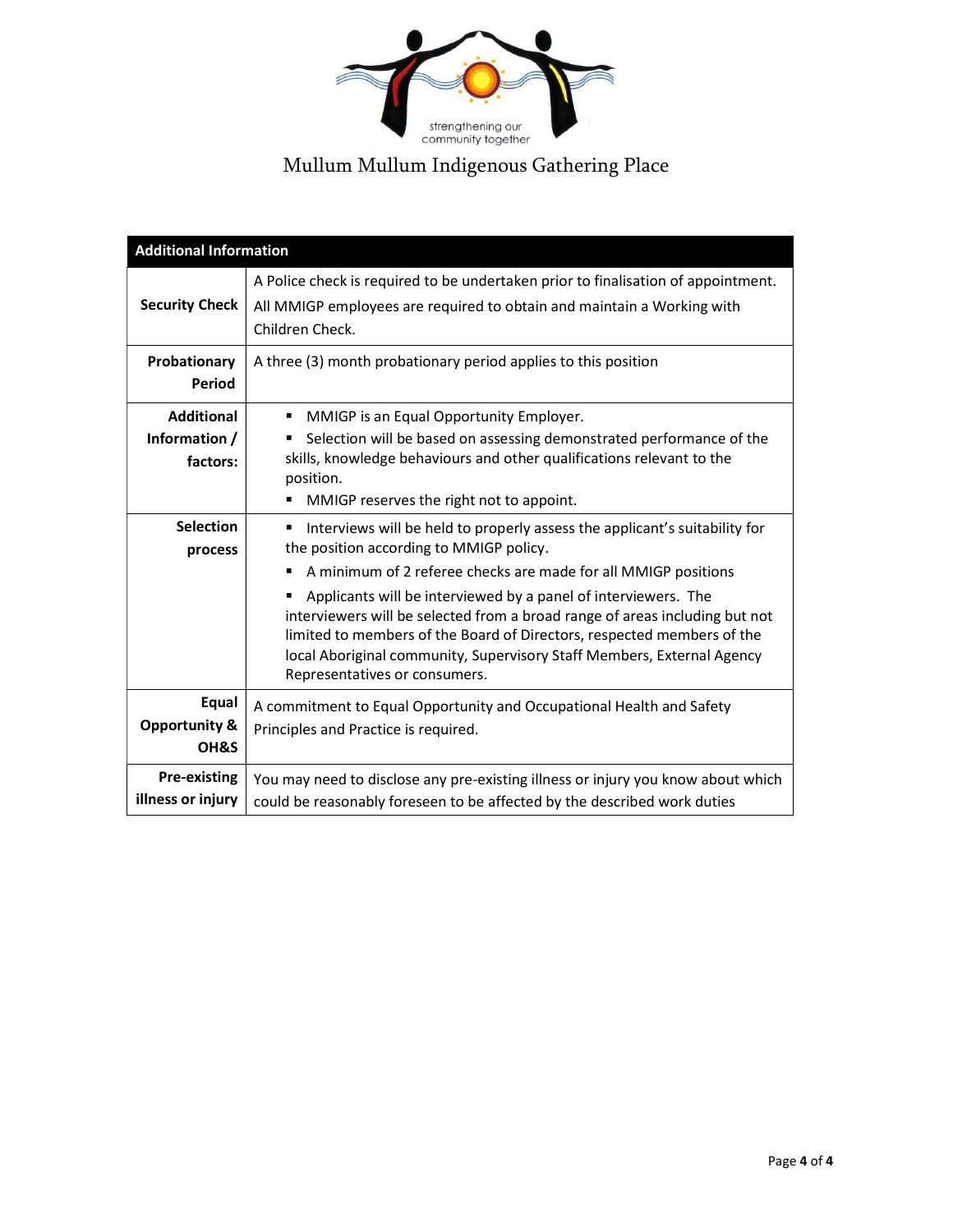Mullum Mullum Indigenous Gathering Place

| Additional Information | |
|---|---|
| **Security Check** | A Police check is required to be undertaken prior to finalisation of appointment. All MMIGP employees are required to obtain and maintain a Working with Children Check. |
| **Probationary Period** | A three (3) month probationary period applies to this position |
| **Additional Information / factors:** | ▪ MMIGP is an Equal Opportunity Employer. ▪ Selection will be based on assessing demonstrated performance of the skills, knowledge behaviours and other qualifications relevant to the position. ▪ MMIGP reserves the right not to appoint. |
| **Selection process** | ▪ Interviews will be held to properly assess the applicant's suitability for the position according to MMIGP policy. ▪ A minimum of 2 referee checks are made for all MMIGP positions ▪ Applicants will be interviewed by a panel of interviewers. The interviewers will be selected from a broad range of areas including but not limited to members of the Board of Directors, respected members of the local Aboriginal community, Supervisory Staff Members, External Agency Representatives or consumers. |
| **Equal Opportunity & OH&S** | A commitment to Equal Opportunity and Occupational Health and Safety Principles and Practice is required. |
| **Pre-existing illness or injury** | You may need to disclose any pre-existing illness or injury you know about which could be reasonably foreseen to be affected by the described work duties |